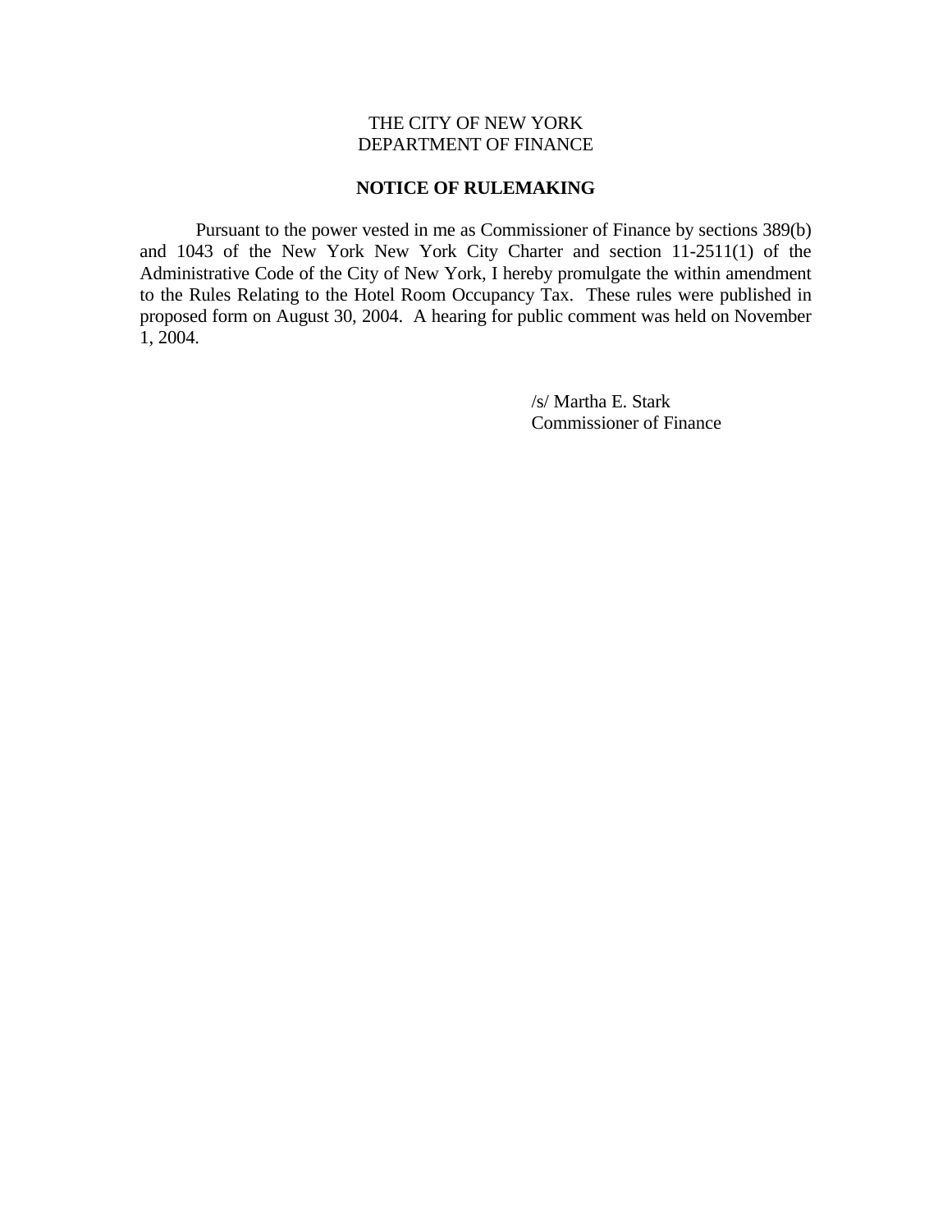THE CITY OF NEW YORK
DEPARTMENT OF FINANCE

**NOTICE OF RULEMAKING**

Pursuant to the power vested in me as Commissioner of Finance by sections 389(b) and 1043 of the New York New York City Charter and section 11-2511(1) of the Administrative Code of the City of New York, I hereby promulgate the within amendment to the Rules Relating to the Hotel Room Occupancy Tax. These rules were published in proposed form on August 30, 2004. A hearing for public comment was held on November 1, 2004.

/s/ Martha E. Stark
Commissioner of Finance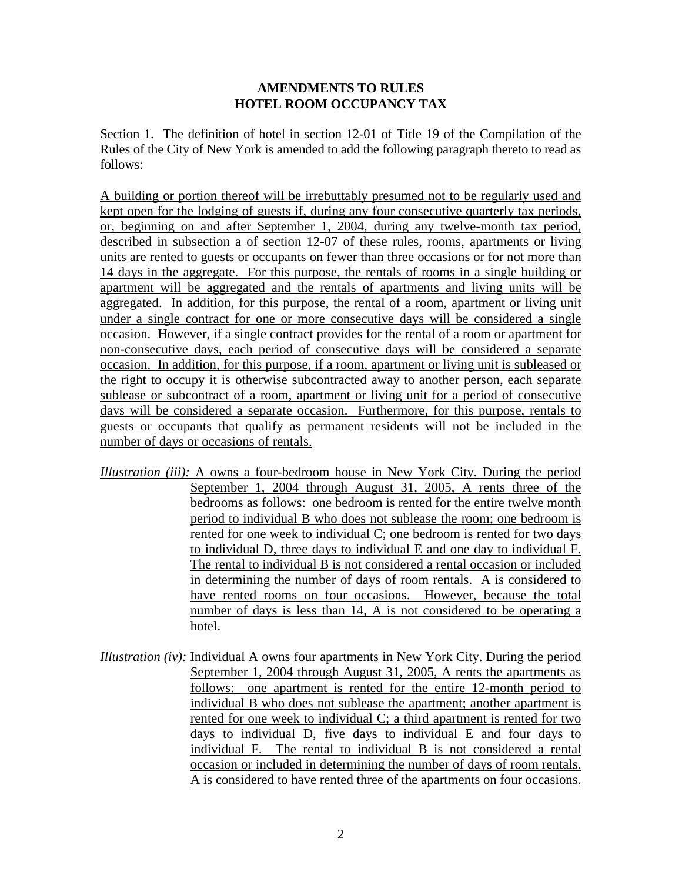**AMENDMENTS TO RULES**
**HOTEL ROOM OCCUPANCY TAX**

Section 1. The definition of hotel in section 12-01 of Title 19 of the Compilation of the Rules of the City of New York is amended to add the following paragraph thereto to read as follows:

A building or portion thereof will be irrebuttably presumed not to be regularly used and kept open for the lodging of guests if, during any four consecutive quarterly tax periods, or, beginning on and after September 1, 2004, during any twelve-month tax period, described in subsection a of section 12-07 of these rules, rooms, apartments or living units are rented to guests or occupants on fewer than three occasions or for not more than 14 days in the aggregate. For this purpose, the rentals of rooms in a single building or apartment will be aggregated and the rentals of apartments and living units will be aggregated. In addition, for this purpose, the rental of a room, apartment or living unit under a single contract for one or more consecutive days will be considered a single occasion. However, if a single contract provides for the rental of a room or apartment for non-consecutive days, each period of consecutive days will be considered a separate occasion. In addition, for this purpose, if a room, apartment or living unit is subleased or the right to occupy it is otherwise subcontracted away to another person, each separate sublease or subcontract of a room, apartment or living unit for a period of consecutive days will be considered a separate occasion. Furthermore, for this purpose, rentals to guests or occupants that qualify as permanent residents will not be included in the number of days or occasions of rentals.

*Illustration (iii):* A owns a four-bedroom house in New York City. During the period September 1, 2004 through August 31, 2005, A rents three of the bedrooms as follows: one bedroom is rented for the entire twelve month period to individual B who does not sublease the room; one bedroom is rented for one week to individual C; one bedroom is rented for two days to individual D, three days to individual E and one day to individual F. The rental to individual B is not considered a rental occasion or included in determining the number of days of room rentals. A is considered to have rented rooms on four occasions. However, because the total number of days is less than 14, A is not considered to be operating a hotel.

*Illustration (iv):* Individual A owns four apartments in New York City. During the period September 1, 2004 through August 31, 2005, A rents the apartments as follows: one apartment is rented for the entire 12-month period to individual B who does not sublease the apartment; another apartment is rented for one week to individual C; a third apartment is rented for two days to individual D, five days to individual E and four days to individual F. The rental to individual B is not considered a rental occasion or included in determining the number of days of room rentals. A is considered to have rented three of the apartments on four occasions.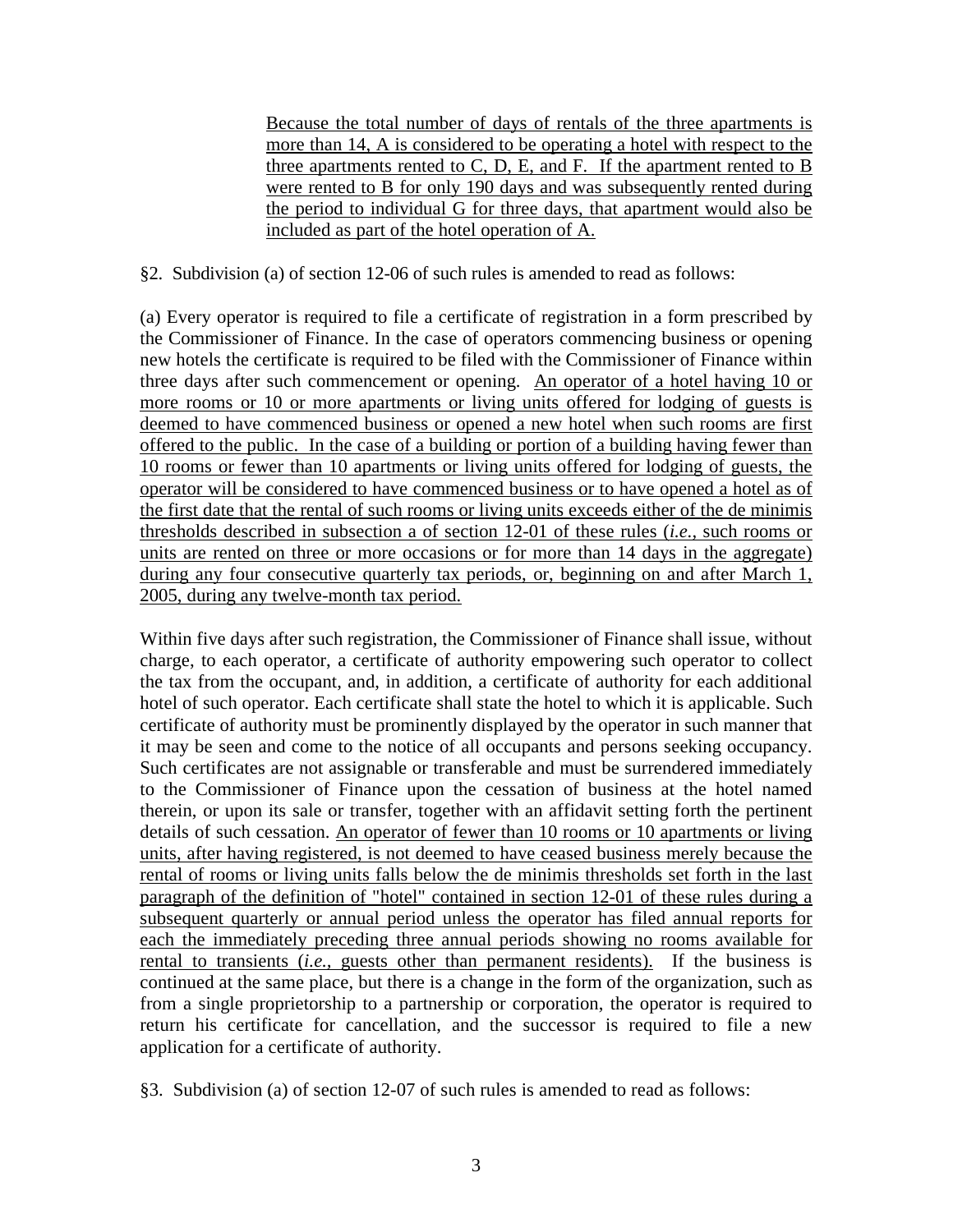Because the total number of days of rentals of the three apartments is more than 14, A is considered to be operating a hotel with respect to the three apartments rented to C, D, E, and F. If the apartment rented to B were rented to B for only 190 days and was subsequently rented during the period to individual G for three days, that apartment would also be included as part of the hotel operation of A.

§2. Subdivision (a) of section 12-06 of such rules is amended to read as follows:

(a) Every operator is required to file a certificate of registration in a form prescribed by the Commissioner of Finance. In the case of operators commencing business or opening new hotels the certificate is required to be filed with the Commissioner of Finance within three days after such commencement or opening. An operator of a hotel having 10 or more rooms or 10 or more apartments or living units offered for lodging of guests is deemed to have commenced business or opened a new hotel when such rooms are first offered to the public. In the case of a building or portion of a building having fewer than 10 rooms or fewer than 10 apartments or living units offered for lodging of guests, the operator will be considered to have commenced business or to have opened a hotel as of the first date that the rental of such rooms or living units exceeds either of the de minimis thresholds described in subsection a of section 12-01 of these rules (*i.e.*, such rooms or units are rented on three or more occasions or for more than 14 days in the aggregate) during any four consecutive quarterly tax periods, or, beginning on and after March 1, 2005, during any twelve-month tax period.

Within five days after such registration, the Commissioner of Finance shall issue, without charge, to each operator, a certificate of authority empowering such operator to collect the tax from the occupant, and, in addition, a certificate of authority for each additional hotel of such operator. Each certificate shall state the hotel to which it is applicable. Such certificate of authority must be prominently displayed by the operator in such manner that it may be seen and come to the notice of all occupants and persons seeking occupancy. Such certificates are not assignable or transferable and must be surrendered immediately to the Commissioner of Finance upon the cessation of business at the hotel named therein, or upon its sale or transfer, together with an affidavit setting forth the pertinent details of such cessation. An operator of fewer than 10 rooms or 10 apartments or living units, after having registered, is not deemed to have ceased business merely because the rental of rooms or living units falls below the de minimis thresholds set forth in the last paragraph of the definition of "hotel" contained in section 12-01 of these rules during a subsequent quarterly or annual period unless the operator has filed annual reports for each the immediately preceding three annual periods showing no rooms available for rental to transients (*i.e.*, guests other than permanent residents). If the business is continued at the same place, but there is a change in the form of the organization, such as from a single proprietorship to a partnership or corporation, the operator is required to return his certificate for cancellation, and the successor is required to file a new application for a certificate of authority.

§3. Subdivision (a) of section 12-07 of such rules is amended to read as follows: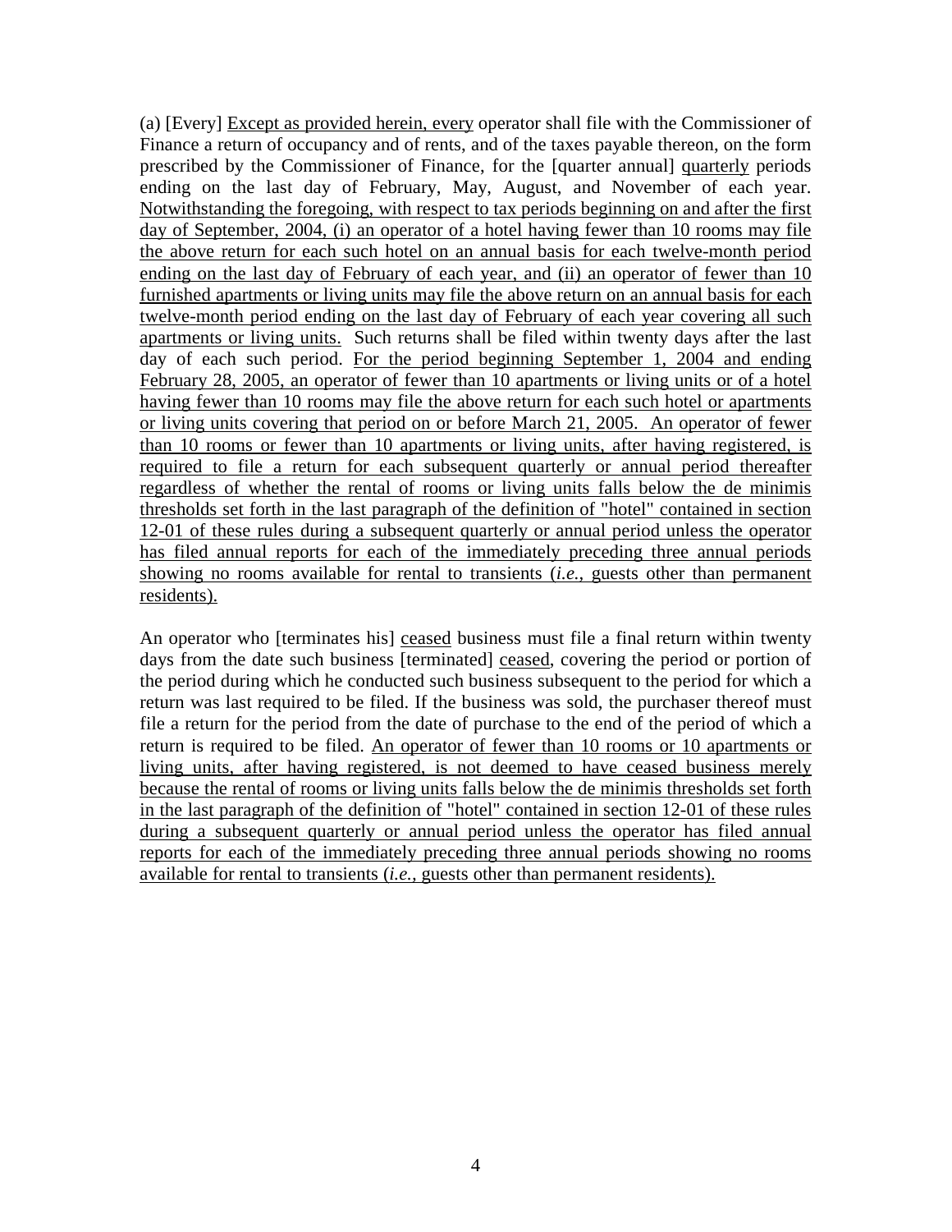(a) [Every] <u>Except as provided herein, every</u> operator shall file with the Commissioner of Finance a return of occupancy and of rents, and of the taxes payable thereon, on the form prescribed by the Commissioner of Finance, for the [quarter annual] <u>quarterly</u> periods ending on the last day of February, May, August, and November of each year. <u>Notwithstanding the foregoing, with respect to tax periods beginning on and after the first day of September, 2004, (i) an operator of a hotel having fewer than 10 rooms may file the above return for each such hotel on an annual basis for each twelve-month period ending on the last day of February of each year, and (ii) an operator of fewer than 10 furnished apartments or living units may file the above return on an annual basis for each twelve-month period ending on the last day of February of each year covering all such apartments or living units.</u> Such returns shall be filed within twenty days after the last day of each such period. <u>For the period beginning September 1, 2004 and ending February 28, 2005, an operator of fewer than 10 apartments or living units or of a hotel having fewer than 10 rooms may file the above return for each such hotel or apartments or living units covering that period on or before March 21, 2005. An operator of fewer than 10 rooms or fewer than 10 apartments or living units, after having registered, is required to file a return for each subsequent quarterly or annual period thereafter regardless of whether the rental of rooms or living units falls below the de minimis thresholds set forth in the last paragraph of the definition of "hotel" contained in section 12-01 of these rules during a subsequent quarterly or annual period unless the operator has filed annual reports for each of the immediately preceding three annual periods showing no rooms available for rental to transients (*i.e.,* guests other than permanent residents).</u>

An operator who [terminates his] <u>ceased</u> business must file a final return within twenty days from the date such business [terminated] <u>ceased</u>, covering the period or portion of the period during which he conducted such business subsequent to the period for which a return was last required to be filed. If the business was sold, the purchaser thereof must file a return for the period from the date of purchase to the end of the period of which a return is required to be filed. <u>An operator of fewer than 10 rooms or 10 apartments or living units, after having registered, is not deemed to have ceased business merely because the rental of rooms or living units falls below the de minimis thresholds set forth in the last paragraph of the definition of "hotel" contained in section 12-01 of these rules during a subsequent quarterly or annual period unless the operator has filed annual reports for each of the immediately preceding three annual periods showing no rooms available for rental to transients (*i.e.,* guests other than permanent residents).</u>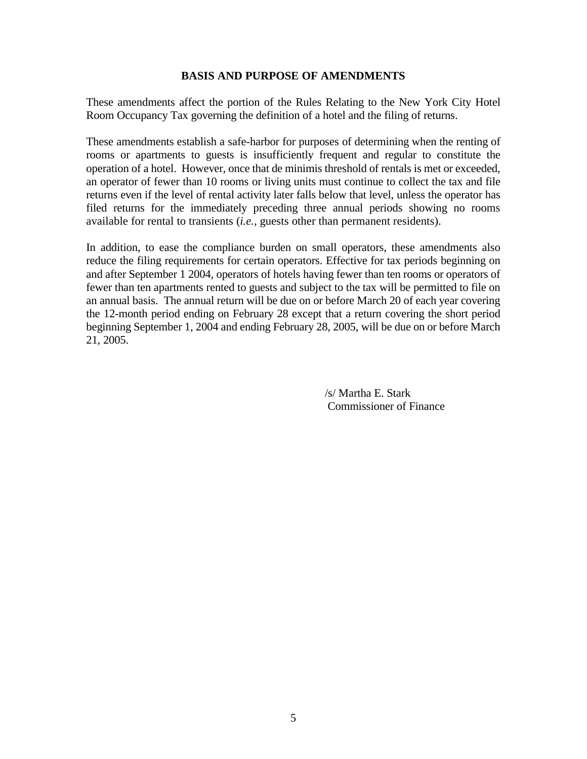## BASIS AND PURPOSE OF AMENDMENTS

These amendments affect the portion of the Rules Relating to the New York City Hotel Room Occupancy Tax governing the definition of a hotel and the filing of returns.

These amendments establish a safe-harbor for purposes of determining when the renting of rooms or apartments to guests is insufficiently frequent and regular to constitute the operation of a hotel. However, once that de minimis threshold of rentals is met or exceeded, an operator of fewer than 10 rooms or living units must continue to collect the tax and file returns even if the level of rental activity later falls below that level, unless the operator has filed returns for the immediately preceding three annual periods showing no rooms available for rental to transients (*i.e.*, guests other than permanent residents).

In addition, to ease the compliance burden on small operators, these amendments also reduce the filing requirements for certain operators. Effective for tax periods beginning on and after September 1 2004, operators of hotels having fewer than ten rooms or operators of fewer than ten apartments rented to guests and subject to the tax will be permitted to file on an annual basis. The annual return will be due on or before March 20 of each year covering the 12-month period ending on February 28 except that a return covering the short period beginning September 1, 2004 and ending February 28, 2005, will be due on or before March 21, 2005.

/s/ Martha E. Stark
Commissioner of Finance